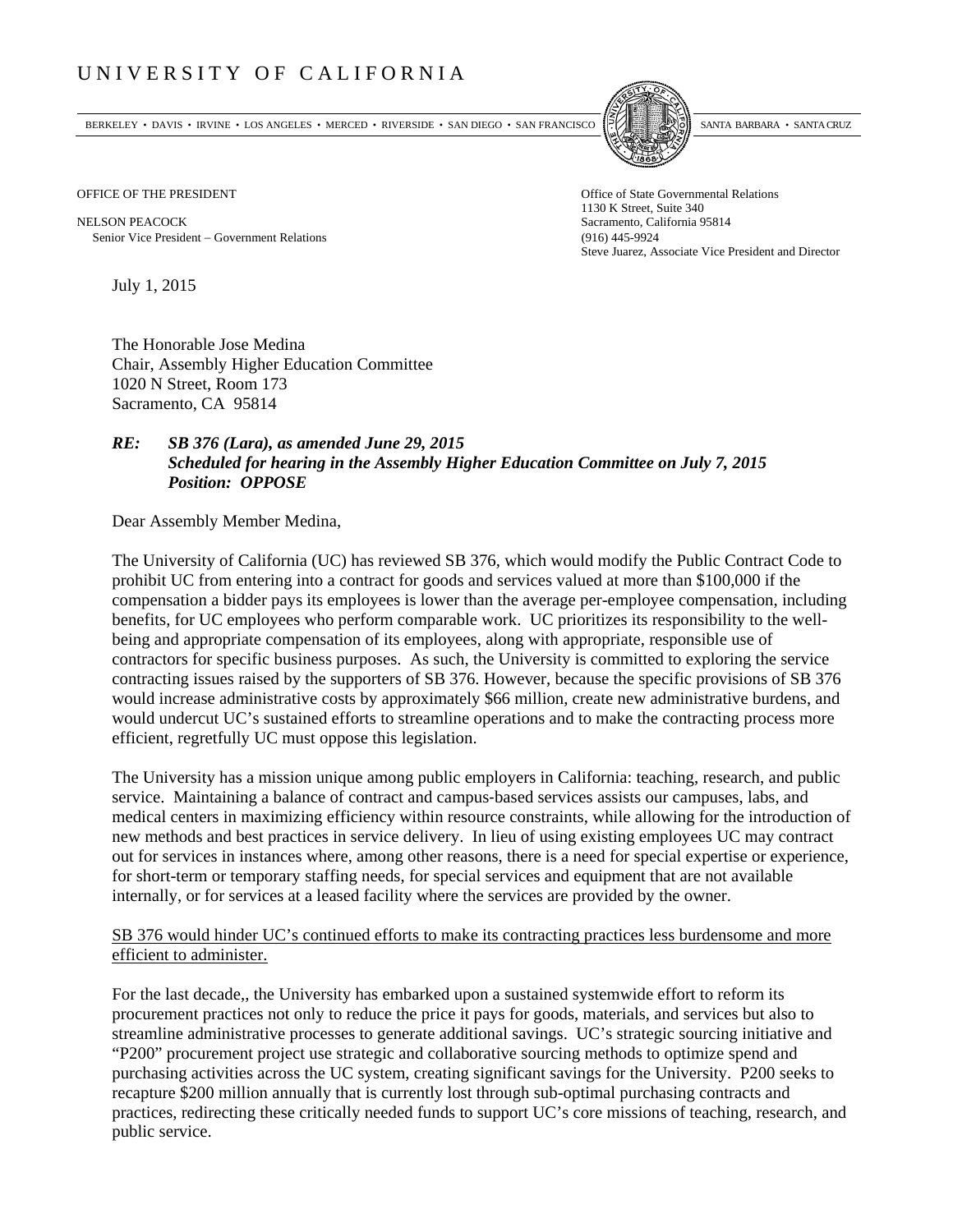# UNIVERSITY OF CALIFORNIA

BERKELEY • DAVIS • IRVINE • LOS ANGELES • MERCED • RIVERSIDE • SAN DIEGO • SAN FRANCISCO SANTA BARBARA • SANTA CRUZ

OFFICE OF THE PRESIDENT

NELSON PEACOCK
Senior Vice President – Government Relations

Office of State Governmental Relations
1130 K Street, Suite 340
Sacramento, California 95814
(916) 445-9924
Steve Juarez, Associate Vice President and Director

July 1, 2015

The Honorable Jose Medina
Chair, Assembly Higher Education Committee
1020 N Street, Room 173
Sacramento, CA 95814

***RE: SB 376 (Lara), as amended June 29, 2015***
***Scheduled for hearing in the Assembly Higher Education Committee on July 7, 2015***
***Position: OPPOSE***

Dear Assembly Member Medina,

The University of California (UC) has reviewed SB 376, which would modify the Public Contract Code to prohibit UC from entering into a contract for goods and services valued at more than $100,000 if the compensation a bidder pays its employees is lower than the average per-employee compensation, including benefits, for UC employees who perform comparable work. UC prioritizes its responsibility to the well-being and appropriate compensation of its employees, along with appropriate, responsible use of contractors for specific business purposes. As such, the University is committed to exploring the service contracting issues raised by the supporters of SB 376. However, because the specific provisions of SB 376 would increase administrative costs by approximately $66 million, create new administrative burdens, and would undercut UC's sustained efforts to streamline operations and to make the contracting process more efficient, regretfully UC must oppose this legislation.

The University has a mission unique among public employers in California: teaching, research, and public service. Maintaining a balance of contract and campus-based services assists our campuses, labs, and medical centers in maximizing efficiency within resource constraints, while allowing for the introduction of new methods and best practices in service delivery. In lieu of using existing employees UC may contract out for services in instances where, among other reasons, there is a need for special expertise or experience, for short-term or temporary staffing needs, for special services and equipment that are not available internally, or for services at a leased facility where the services are provided by the owner.

<u>SB 376 would hinder UC's continued efforts to make its contracting practices less burdensome and more efficient to administer.</u>

For the last decade,, the University has embarked upon a sustained systemwide effort to reform its procurement practices not only to reduce the price it pays for goods, materials, and services but also to streamline administrative processes to generate additional savings. UC's strategic sourcing initiative and "P200" procurement project use strategic and collaborative sourcing methods to optimize spend and purchasing activities across the UC system, creating significant savings for the University. P200 seeks to recapture $200 million annually that is currently lost through sub-optimal purchasing contracts and practices, redirecting these critically needed funds to support UC's core missions of teaching, research, and public service.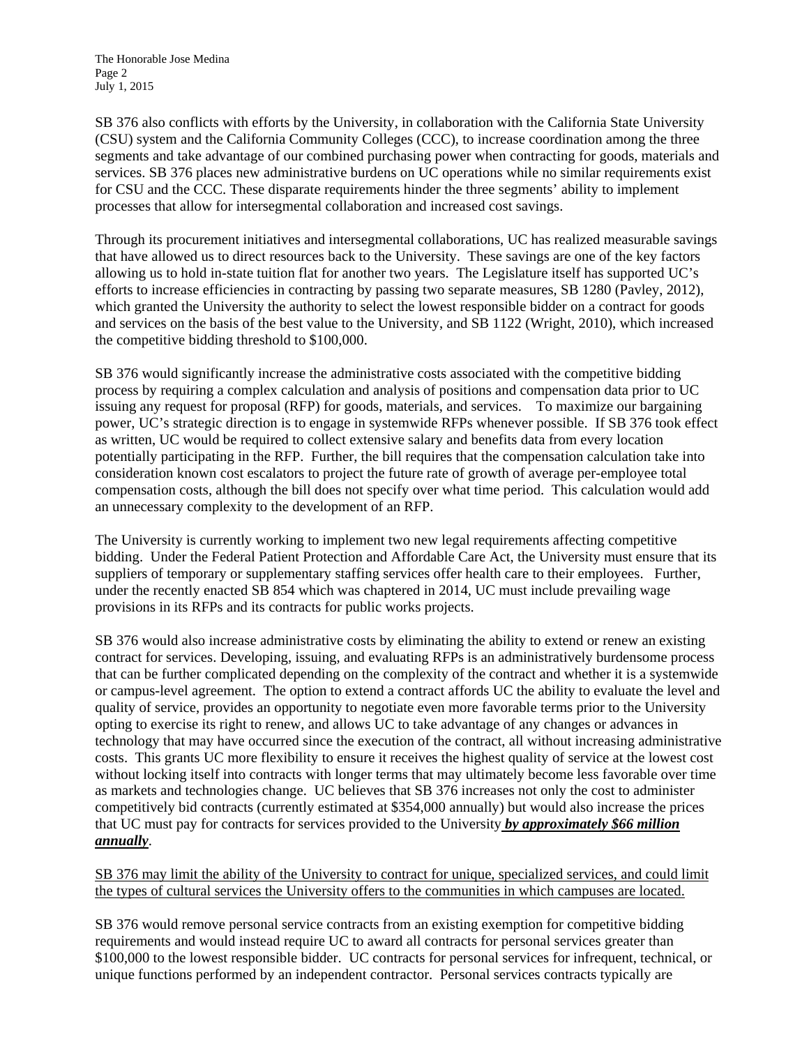SB 376 also conflicts with efforts by the University, in collaboration with the California State University (CSU) system and the California Community Colleges (CCC), to increase coordination among the three segments and take advantage of our combined purchasing power when contracting for goods, materials and services. SB 376 places new administrative burdens on UC operations while no similar requirements exist for CSU and the CCC. These disparate requirements hinder the three segments' ability to implement processes that allow for intersegmental collaboration and increased cost savings.

Through its procurement initiatives and intersegmental collaborations, UC has realized measurable savings that have allowed us to direct resources back to the University. These savings are one of the key factors allowing us to hold in-state tuition flat for another two years. The Legislature itself has supported UC's efforts to increase efficiencies in contracting by passing two separate measures, SB 1280 (Pavley, 2012), which granted the University the authority to select the lowest responsible bidder on a contract for goods and services on the basis of the best value to the University, and SB 1122 (Wright, 2010), which increased the competitive bidding threshold to $100,000.

SB 376 would significantly increase the administrative costs associated with the competitive bidding process by requiring a complex calculation and analysis of positions and compensation data prior to UC issuing any request for proposal (RFP) for goods, materials, and services. To maximize our bargaining power, UC's strategic direction is to engage in systemwide RFPs whenever possible. If SB 376 took effect as written, UC would be required to collect extensive salary and benefits data from every location potentially participating in the RFP. Further, the bill requires that the compensation calculation take into consideration known cost escalators to project the future rate of growth of average per-employee total compensation costs, although the bill does not specify over what time period. This calculation would add an unnecessary complexity to the development of an RFP.

The University is currently working to implement two new legal requirements affecting competitive bidding. Under the Federal Patient Protection and Affordable Care Act, the University must ensure that its suppliers of temporary or supplementary staffing services offer health care to their employees. Further, under the recently enacted SB 854 which was chaptered in 2014, UC must include prevailing wage provisions in its RFPs and its contracts for public works projects.

SB 376 would also increase administrative costs by eliminating the ability to extend or renew an existing contract for services. Developing, issuing, and evaluating RFPs is an administratively burdensome process that can be further complicated depending on the complexity of the contract and whether it is a systemwide or campus-level agreement. The option to extend a contract affords UC the ability to evaluate the level and quality of service, provides an opportunity to negotiate even more favorable terms prior to the University opting to exercise its right to renew, and allows UC to take advantage of any changes or advances in technology that may have occurred since the execution of the contract, all without increasing administrative costs. This grants UC more flexibility to ensure it receives the highest quality of service at the lowest cost without locking itself into contracts with longer terms that may ultimately become less favorable over time as markets and technologies change. UC believes that SB 376 increases not only the cost to administer competitively bid contracts (currently estimated at $354,000 annually) but would also increase the prices that UC must pay for contracts for services provided to the University ***by approximately $66 million annually***.

<u>SB 376 may limit the ability of the University to contract for unique, specialized services, and could limit the types of cultural services the University offers to the communities in which campuses are located.</u>

SB 376 would remove personal service contracts from an existing exemption for competitive bidding requirements and would instead require UC to award all contracts for personal services greater than $100,000 to the lowest responsible bidder. UC contracts for personal services for infrequent, technical, or unique functions performed by an independent contractor. Personal services contracts typically are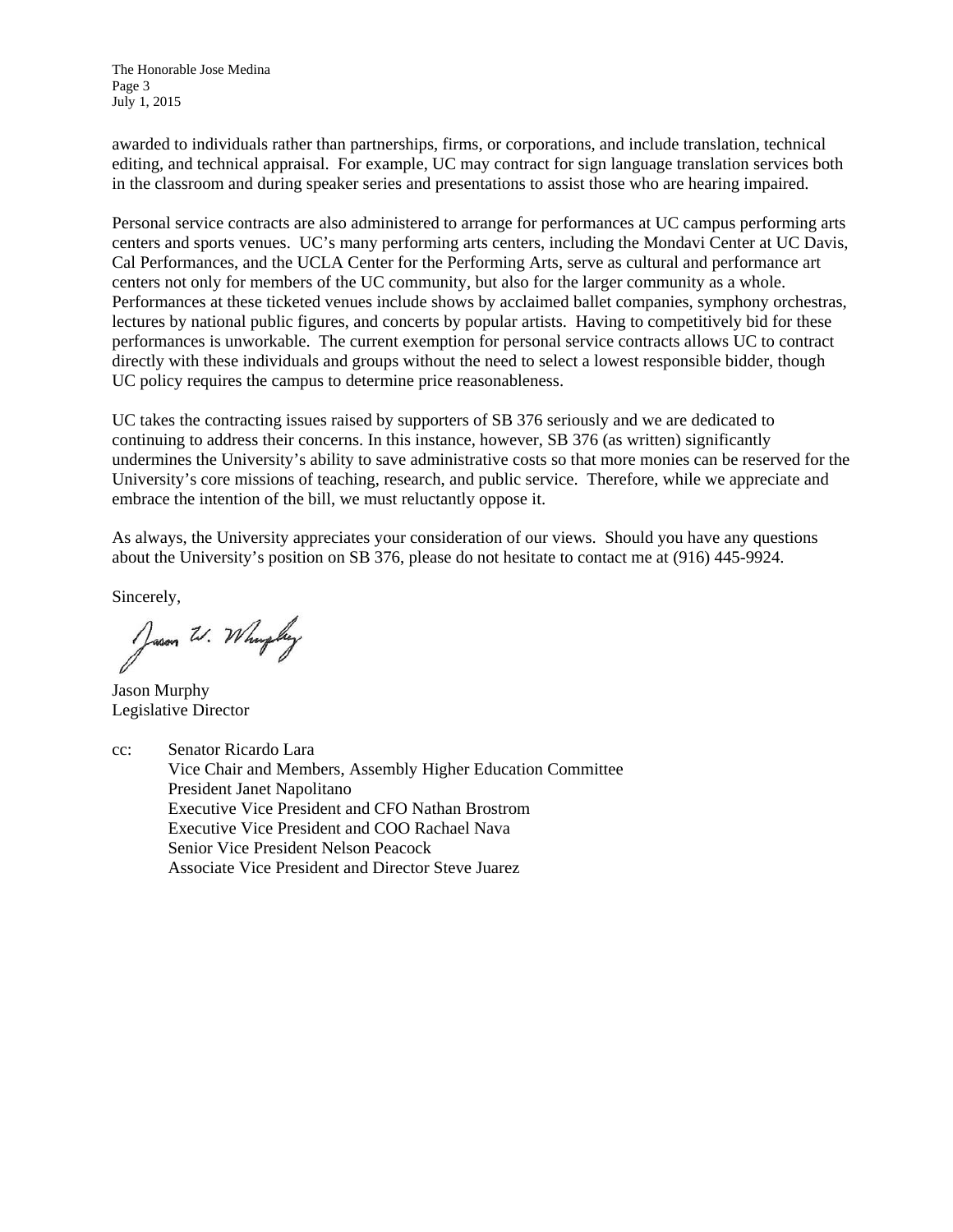awarded to individuals rather than partnerships, firms, or corporations, and include translation, technical editing, and technical appraisal. For example, UC may contract for sign language translation services both in the classroom and during speaker series and presentations to assist those who are hearing impaired.

Personal service contracts are also administered to arrange for performances at UC campus performing arts centers and sports venues. UC's many performing arts centers, including the Mondavi Center at UC Davis, Cal Performances, and the UCLA Center for the Performing Arts, serve as cultural and performance art centers not only for members of the UC community, but also for the larger community as a whole. Performances at these ticketed venues include shows by acclaimed ballet companies, symphony orchestras, lectures by national public figures, and concerts by popular artists. Having to competitively bid for these performances is unworkable. The current exemption for personal service contracts allows UC to contract directly with these individuals and groups without the need to select a lowest responsible bidder, though UC policy requires the campus to determine price reasonableness.

UC takes the contracting issues raised by supporters of SB 376 seriously and we are dedicated to continuing to address their concerns. In this instance, however, SB 376 (as written) significantly undermines the University's ability to save administrative costs so that more monies can be reserved for the University's core missions of teaching, research, and public service. Therefore, while we appreciate and embrace the intention of the bill, we must reluctantly oppose it.

As always, the University appreciates your consideration of our views. Should you have any questions about the University's position on SB 376, please do not hesitate to contact me at (916) 445-9924.

Sincerely,

Jason W. Murphy

Jason Murphy
Legislative Director

cc: Senator Ricardo Lara
Vice Chair and Members, Assembly Higher Education Committee
President Janet Napolitano
Executive Vice President and CFO Nathan Brostrom
Executive Vice President and COO Rachael Nava
Senior Vice President Nelson Peacock
Associate Vice President and Director Steve Juarez